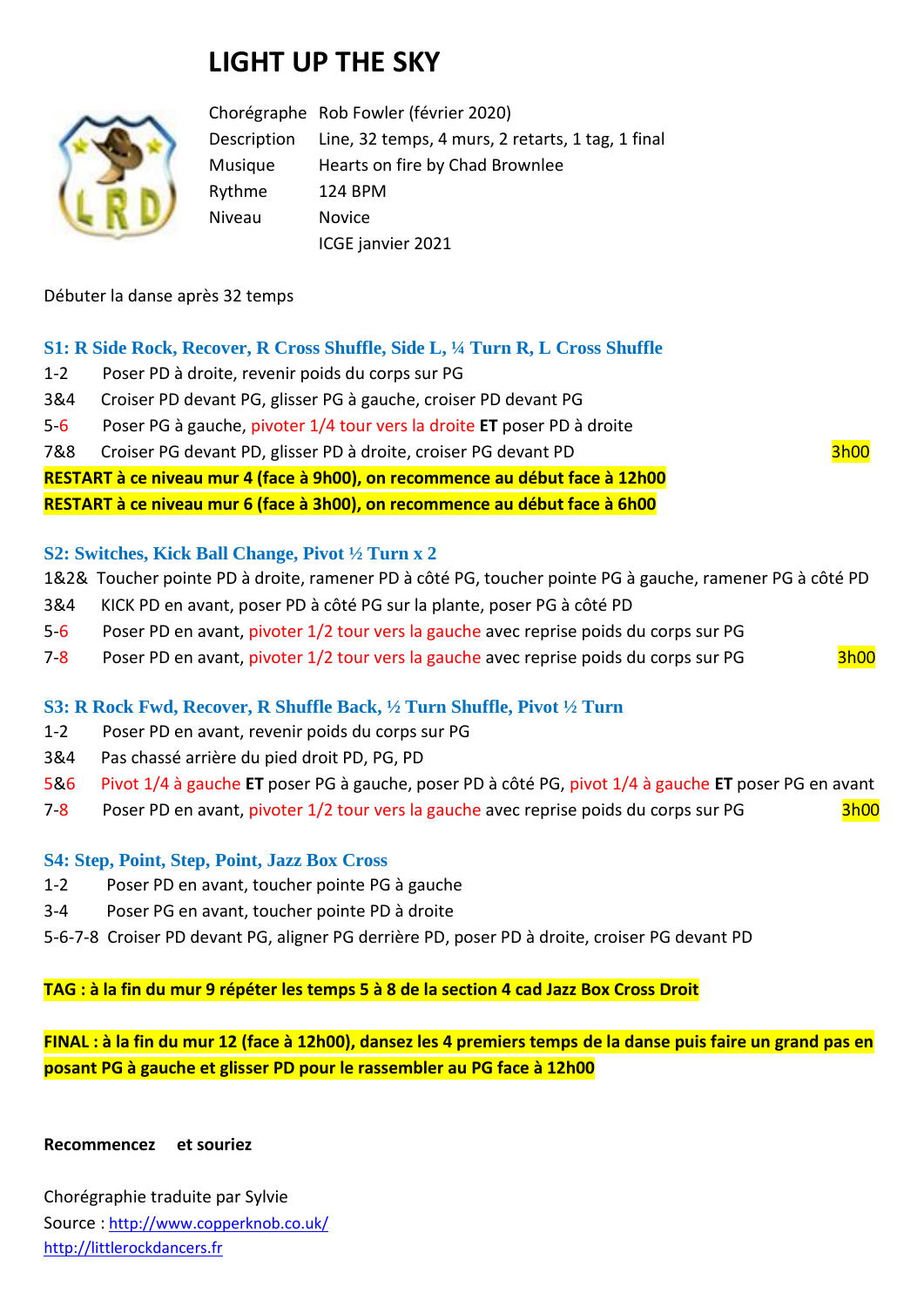# LIGHT UP THE SKY

| | |
|---|---|
| Chorégraphe | Rob Fowler (février 2020) |
| Description | Line, 32 temps, 4 murs, 2 retarts, 1 tag, 1 final |
| Musique | Hearts on fire by Chad Brownlee |
| Rythme | 124 BPM |
| Niveau | Novice |
| | ICGE janvier 2021 |

Débuter la danse après 32 temps

### S1: R Side Rock, Recover, R Cross Shuffle, Side L, ¼ Turn R, L Cross Shuffle

1-2 Poser PD à droite, revenir poids du corps sur PG
3&4 Croiser PD devant PG, glisser PG à gauche, croiser PD devant PG
5-6 Poser PG à gauche, pivoter 1/4 tour vers la droite **ET** poser PD à droite
7&8 Croiser PG devant PD, glisser PD à droite, croiser PG devant PD 3h00

**RESTART à ce niveau mur 4 (face à 9h00), on recommence au début face à 12h00**
**RESTART à ce niveau mur 6 (face à 3h00), on recommence au début face à 6h00**

### S2: Switches, Kick Ball Change, Pivot ½ Turn x 2

1&2& Toucher pointe PD à droite, ramener PD à côté PG, toucher pointe PG à gauche, ramener PG à côté PD
3&4 KICK PD en avant, poser PD à côté PG sur la plante, poser PG à côté PD
5-6 Poser PD en avant, pivoter 1/2 tour vers la gauche avec reprise poids du corps sur PG
7-8 Poser PD en avant, pivoter 1/2 tour vers la gauche avec reprise poids du corps sur PG 3h00

### S3: R Rock Fwd, Recover, R Shuffle Back, ½ Turn Shuffle, Pivot ½ Turn

1-2 Poser PD en avant, revenir poids du corps sur PG
3&4 Pas chassé arrière du pied droit PD, PG, PD
5&6 Pivot 1/4 à gauche **ET** poser PG à gauche, poser PD à côté PG, pivot 1/4 à gauche **ET** poser PG en avant
7-8 Poser PD en avant, pivoter 1/2 tour vers la gauche avec reprise poids du corps sur PG 3h00

### S4: Step, Point, Step, Point, Jazz Box Cross

1-2 Poser PD en avant, toucher pointe PG à gauche
3-4 Poser PG en avant, toucher pointe PD à droite
5-6-7-8 Croiser PD devant PG, aligner PG derrière PD, poser PD à droite, croiser PG devant PD

**TAG : à la fin du mur 9 répéter les temps 5 à 8 de la section 4 cad Jazz Box Cross Droit**

**FINAL : à la fin du mur 12 (face à 12h00), dansez les 4 premiers temps de la danse puis faire un grand pas en posant PG à gauche et glisser PD pour le rassembler au PG face à 12h00**

**Recommencez et souriez**

Chorégraphie traduite par Sylvie
Source : http://www.copperknob.co.uk/
http://littlerockdancers.fr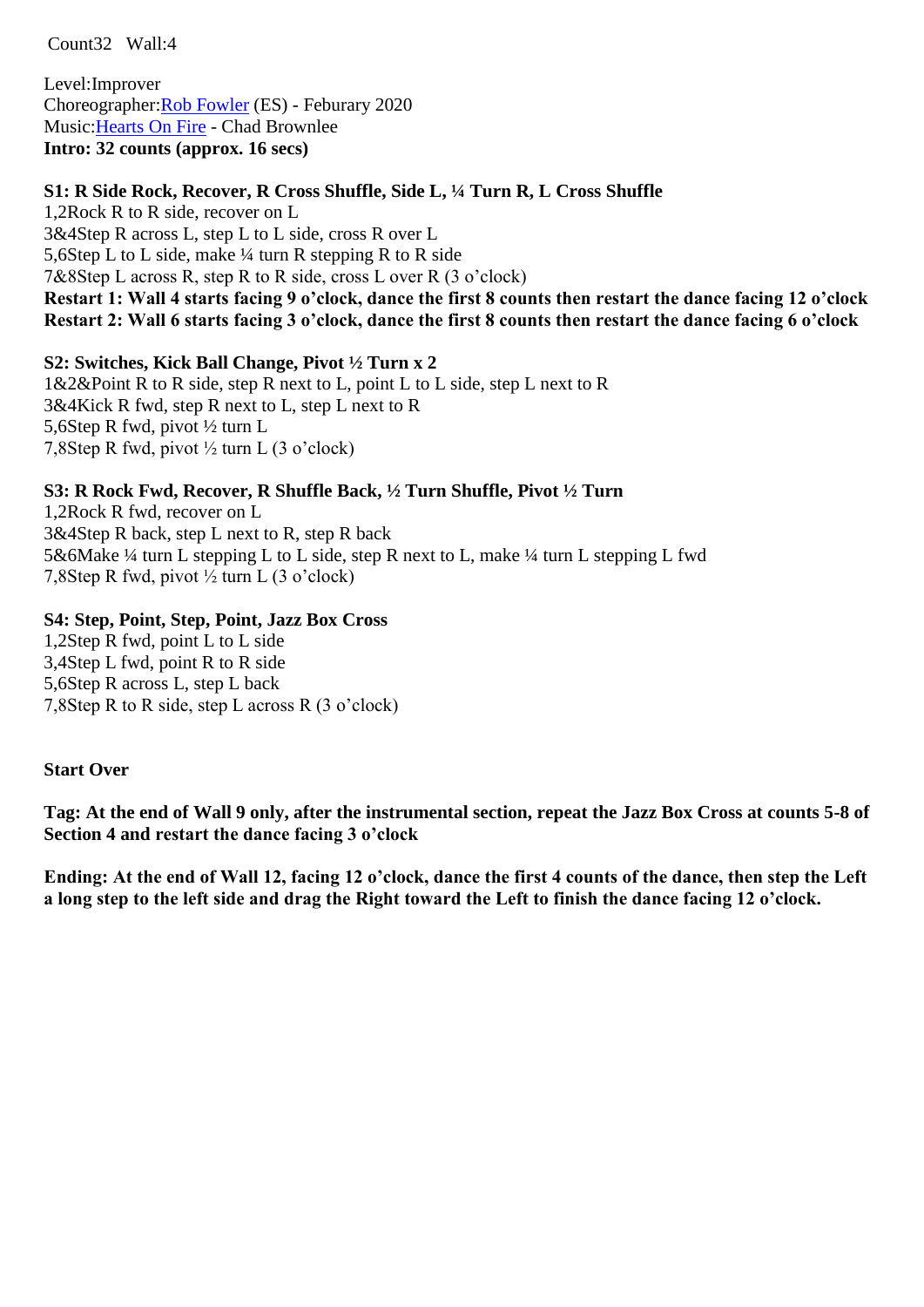Count32   Wall:4

Level:Improver
Choreographer:Rob Fowler (ES) - Feburary 2020
Music:Hearts On Fire - Chad Brownlee
**Intro: 32 counts (approx. 16 secs)**

**S1: R Side Rock, Recover, R Cross Shuffle, Side L, ¼ Turn R, L Cross Shuffle**
1,2Rock R to R side, recover on L
3&4Step R across L, step L to L side, cross R over L
5,6Step L to L side, make ¼ turn R stepping R to R side
7&8Step L across R, step R to R side, cross L over R (3 o'clock)
**Restart 1: Wall 4 starts facing 9 o'clock, dance the first 8 counts then restart the dance facing 12 o'clock**
**Restart 2: Wall 6 starts facing 3 o'clock, dance the first 8 counts then restart the dance facing 6 o'clock**

**S2: Switches, Kick Ball Change, Pivot ½ Turn x 2**
1&2&Point R to R side, step R next to L, point L to L side, step L next to R
3&4Kick R fwd, step R next to L, step L next to R
5,6Step R fwd, pivot ½ turn L
7,8Step R fwd, pivot ½ turn L (3 o'clock)

**S3: R Rock Fwd, Recover, R Shuffle Back, ½ Turn Shuffle, Pivot ½ Turn**
1,2Rock R fwd, recover on L
3&4Step R back, step L next to R, step R back
5&6Make ¼ turn L stepping L to L side, step R next to L, make ¼ turn L stepping L fwd
7,8Step R fwd, pivot ½ turn L (3 o'clock)

**S4: Step, Point, Step, Point, Jazz Box Cross**
1,2Step R fwd, point L to L side
3,4Step L fwd, point R to R side
5,6Step R across L, step L back
7,8Step R to R side, step L across R (3 o'clock)

**Start Over**

**Tag: At the end of Wall 9 only, after the instrumental section, repeat the Jazz Box Cross at counts 5-8 of Section 4 and restart the dance facing 3 o'clock**

**Ending: At the end of Wall 12, facing 12 o'clock, dance the first 4 counts of the dance, then step the Left a long step to the left side and drag the Right toward the Left to finish the dance facing 12 o'clock.**